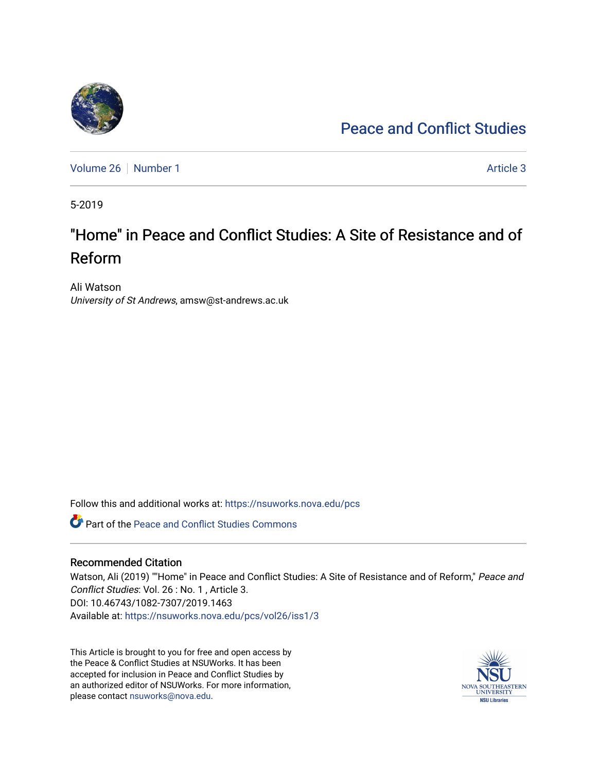# Peace and Conflict Studies

Volume 26 | Number 1 | Article 3

5-2019

# "Home" in Peace and Conflict Studies: A Site of Resistance and of Reform

Ali Watson
*University of St Andrews*, amsw@st-andrews.ac.uk

Follow this and additional works at: https://nsuworks.nova.edu/pcs

Part of the Peace and Conflict Studies Commons

## Recommended Citation

Watson, Ali (2019) ""Home" in Peace and Conflict Studies: A Site of Resistance and of Reform," *Peace and Conflict Studies*: Vol. 26 : No. 1 , Article 3.
DOI: 10.46743/1082-7307/2019.1463
Available at: https://nsuworks.nova.edu/pcs/vol26/iss1/3

This Article is brought to you for free and open access by the Peace & Conflict Studies at NSUWorks. It has been accepted for inclusion in Peace and Conflict Studies by an authorized editor of NSUWorks. For more information, please contact nsuworks@nova.edu.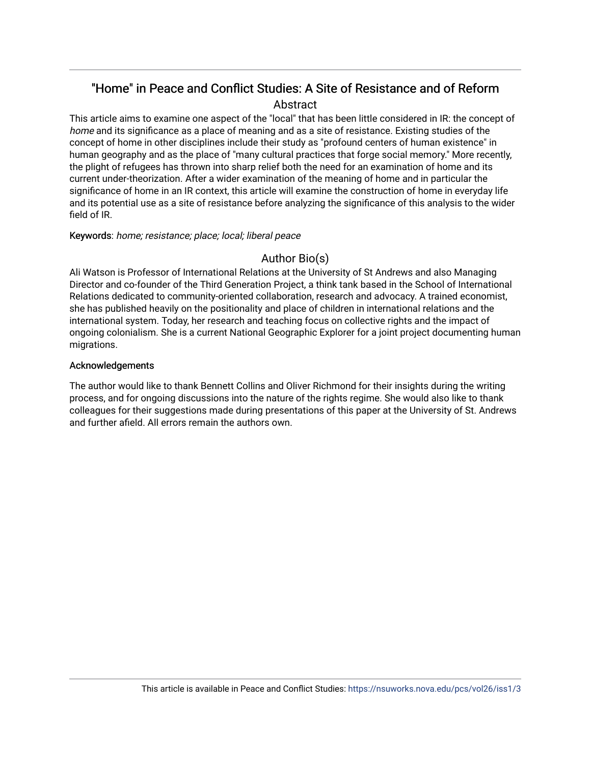# "Home" in Peace and Conflict Studies: A Site of Resistance and of Reform

## Abstract

This article aims to examine one aspect of the "local" that has been little considered in IR: the concept of *home* and its significance as a place of meaning and as a site of resistance. Existing studies of the concept of home in other disciplines include their study as "profound centers of human existence" in human geography and as the place of "many cultural practices that forge social memory." More recently, the plight of refugees has thrown into sharp relief both the need for an examination of home and its current under-theorization. After a wider examination of the meaning of home and in particular the significance of home in an IR context, this article will examine the construction of home in everyday life and its potential use as a site of resistance before analyzing the significance of this analysis to the wider field of IR.

Keywords: *home; resistance; place; local; liberal peace*

## Author Bio(s)

Ali Watson is Professor of International Relations at the University of St Andrews and also Managing Director and co-founder of the Third Generation Project, a think tank based in the School of International Relations dedicated to community-oriented collaboration, research and advocacy. A trained economist, she has published heavily on the positionality and place of children in international relations and the international system. Today, her research and teaching focus on collective rights and the impact of ongoing colonialism. She is a current National Geographic Explorer for a joint project documenting human migrations.

### Acknowledgements

The author would like to thank Bennett Collins and Oliver Richmond for their insights during the writing process, and for ongoing discussions into the nature of the rights regime. She would also like to thank colleagues for their suggestions made during presentations of this paper at the University of St. Andrews and further afield. All errors remain the authors own.

This article is available in Peace and Conflict Studies: https://nsuworks.nova.edu/pcs/vol26/iss1/3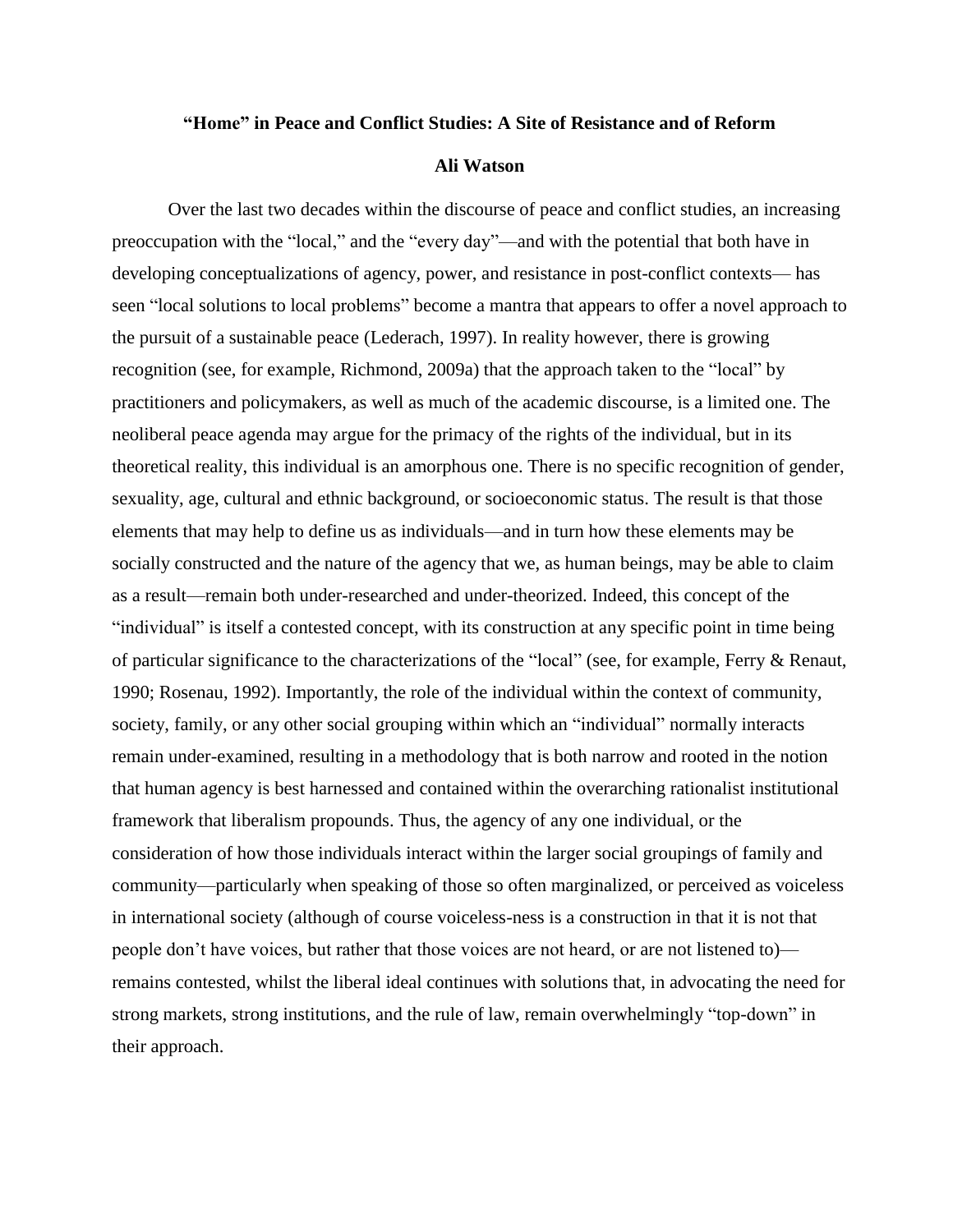**"Home" in Peace and Conflict Studies: A Site of Resistance and of Reform**

**Ali Watson**

Over the last two decades within the discourse of peace and conflict studies, an increasing preoccupation with the "local," and the "every day"—and with the potential that both have in developing conceptualizations of agency, power, and resistance in post-conflict contexts— has seen "local solutions to local problems" become a mantra that appears to offer a novel approach to the pursuit of a sustainable peace (Lederach, 1997). In reality however, there is growing recognition (see, for example, Richmond, 2009a) that the approach taken to the "local" by practitioners and policymakers, as well as much of the academic discourse, is a limited one. The neoliberal peace agenda may argue for the primacy of the rights of the individual, but in its theoretical reality, this individual is an amorphous one. There is no specific recognition of gender, sexuality, age, cultural and ethnic background, or socioeconomic status. The result is that those elements that may help to define us as individuals—and in turn how these elements may be socially constructed and the nature of the agency that we, as human beings, may be able to claim as a result—remain both under-researched and under-theorized. Indeed, this concept of the "individual" is itself a contested concept, with its construction at any specific point in time being of particular significance to the characterizations of the "local" (see, for example, Ferry & Renaut, 1990; Rosenau, 1992). Importantly, the role of the individual within the context of community, society, family, or any other social grouping within which an "individual" normally interacts remain under-examined, resulting in a methodology that is both narrow and rooted in the notion that human agency is best harnessed and contained within the overarching rationalist institutional framework that liberalism propounds. Thus, the agency of any one individual, or the consideration of how those individuals interact within the larger social groupings of family and community—particularly when speaking of those so often marginalized, or perceived as voiceless in international society (although of course voiceless-ness is a construction in that it is not that people don't have voices, but rather that those voices are not heard, or are not listened to)—remains contested, whilst the liberal ideal continues with solutions that, in advocating the need for strong markets, strong institutions, and the rule of law, remain overwhelmingly "top-down" in their approach.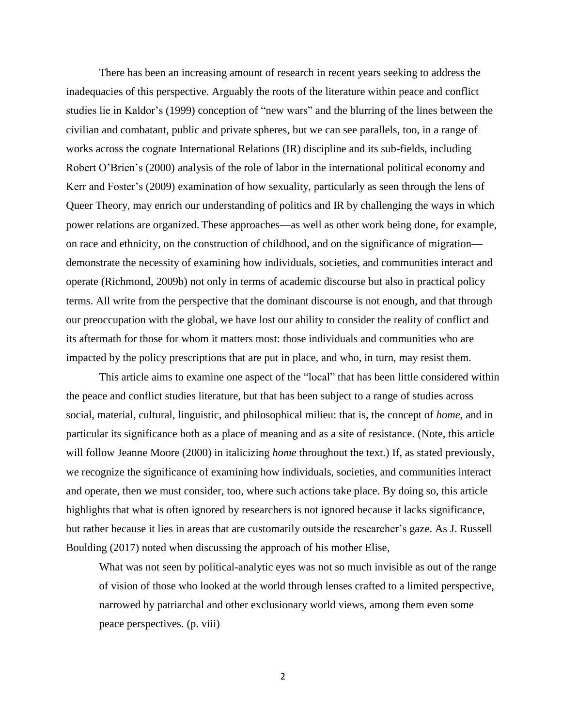There has been an increasing amount of research in recent years seeking to address the inadequacies of this perspective. Arguably the roots of the literature within peace and conflict studies lie in Kaldor's (1999) conception of "new wars" and the blurring of the lines between the civilian and combatant, public and private spheres, but we can see parallels, too, in a range of works across the cognate International Relations (IR) discipline and its sub-fields, including Robert O'Brien's (2000) analysis of the role of labor in the international political economy and Kerr and Foster's (2009) examination of how sexuality, particularly as seen through the lens of Queer Theory, may enrich our understanding of politics and IR by challenging the ways in which power relations are organized. These approaches—as well as other work being done, for example, on race and ethnicity, on the construction of childhood, and on the significance of migration—demonstrate the necessity of examining how individuals, societies, and communities interact and operate (Richmond, 2009b) not only in terms of academic discourse but also in practical policy terms. All write from the perspective that the dominant discourse is not enough, and that through our preoccupation with the global, we have lost our ability to consider the reality of conflict and its aftermath for those for whom it matters most: those individuals and communities who are impacted by the policy prescriptions that are put in place, and who, in turn, may resist them.

This article aims to examine one aspect of the "local" that has been little considered within the peace and conflict studies literature, but that has been subject to a range of studies across social, material, cultural, linguistic, and philosophical milieu: that is, the concept of *home*, and in particular its significance both as a place of meaning and as a site of resistance. (Note, this article will follow Jeanne Moore (2000) in italicizing *home* throughout the text.) If, as stated previously, we recognize the significance of examining how individuals, societies, and communities interact and operate, then we must consider, too, where such actions take place. By doing so, this article highlights that what is often ignored by researchers is not ignored because it lacks significance, but rather because it lies in areas that are customarily outside the researcher's gaze. As J. Russell Boulding (2017) noted when discussing the approach of his mother Elise,

> What was not seen by political-analytic eyes was not so much invisible as out of the range of vision of those who looked at the world through lenses crafted to a limited perspective, narrowed by patriarchal and other exclusionary world views, among them even some peace perspectives. (p. viii)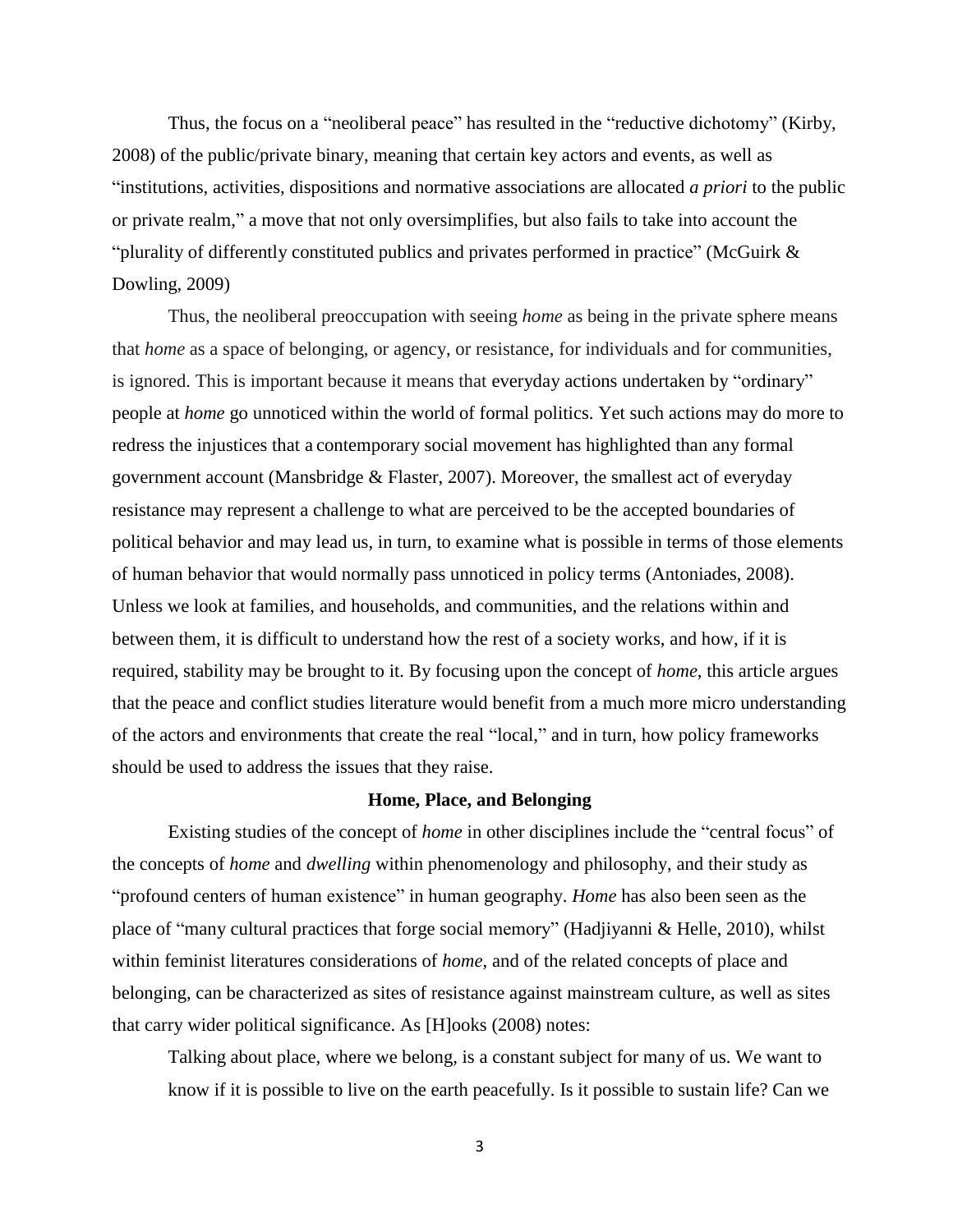Thus, the focus on a "neoliberal peace" has resulted in the "reductive dichotomy" (Kirby, 2008) of the public/private binary, meaning that certain key actors and events, as well as "institutions, activities, dispositions and normative associations are allocated *a priori* to the public or private realm," a move that not only oversimplifies, but also fails to take into account the "plurality of differently constituted publics and privates performed in practice" (McGuirk & Dowling, 2009)

Thus, the neoliberal preoccupation with seeing *home* as being in the private sphere means that *home* as a space of belonging, or agency, or resistance, for individuals and for communities, is ignored. This is important because it means that everyday actions undertaken by "ordinary" people at *home* go unnoticed within the world of formal politics. Yet such actions may do more to redress the injustices that a contemporary social movement has highlighted than any formal government account (Mansbridge & Flaster, 2007). Moreover, the smallest act of everyday resistance may represent a challenge to what are perceived to be the accepted boundaries of political behavior and may lead us, in turn, to examine what is possible in terms of those elements of human behavior that would normally pass unnoticed in policy terms (Antoniades, 2008). Unless we look at families, and households, and communities, and the relations within and between them, it is difficult to understand how the rest of a society works, and how, if it is required, stability may be brought to it. By focusing upon the concept of *home*, this article argues that the peace and conflict studies literature would benefit from a much more micro understanding of the actors and environments that create the real "local," and in turn, how policy frameworks should be used to address the issues that they raise.

## Home, Place, and Belonging

Existing studies of the concept of *home* in other disciplines include the "central focus" of the concepts of *home* and *dwelling* within phenomenology and philosophy, and their study as "profound centers of human existence" in human geography. *Home* has also been seen as the place of "many cultural practices that forge social memory" (Hadjiyanni & Helle, 2010), whilst within feminist literatures considerations of *home*, and of the related concepts of place and belonging, can be characterized as sites of resistance against mainstream culture, as well as sites that carry wider political significance. As [H]ooks (2008) notes:

> Talking about place, where we belong, is a constant subject for many of us. We want to know if it is possible to live on the earth peacefully. Is it possible to sustain life? Can we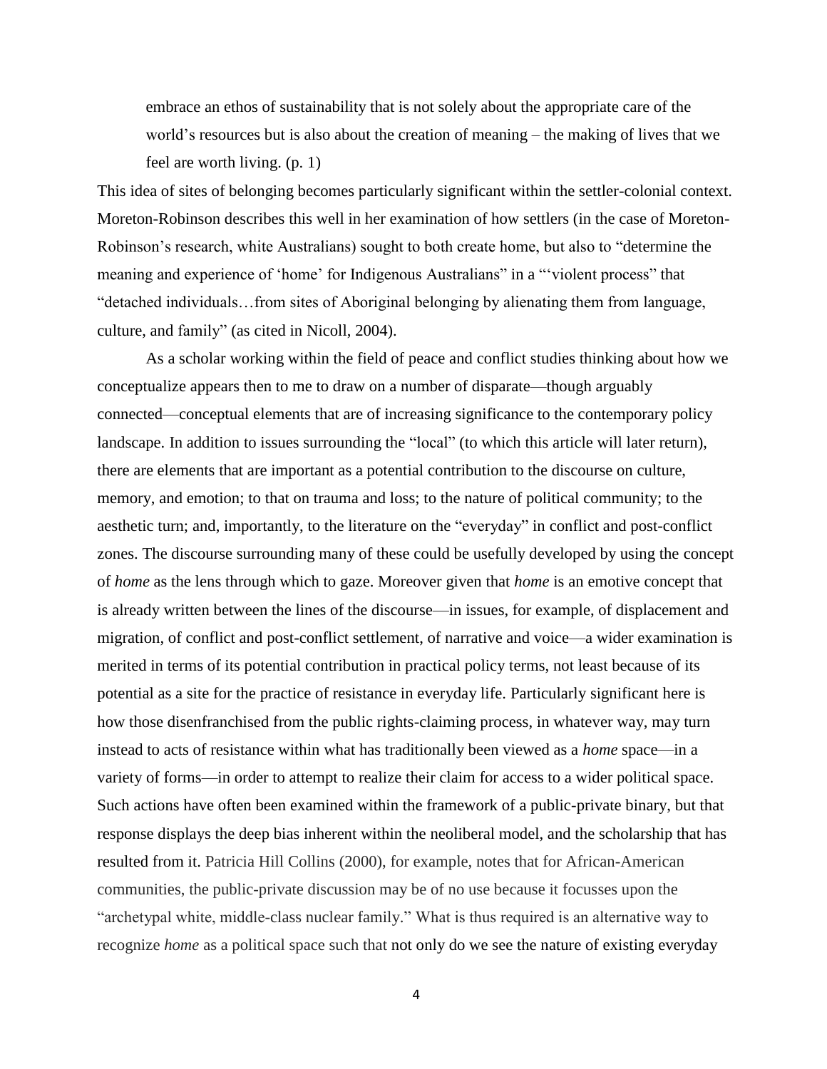> embrace an ethos of sustainability that is not solely about the appropriate care of the world's resources but is also about the creation of meaning – the making of lives that we feel are worth living. (p. 1)

This idea of sites of belonging becomes particularly significant within the settler-colonial context. Moreton-Robinson describes this well in her examination of how settlers (in the case of Moreton-Robinson's research, white Australians) sought to both create home, but also to "determine the meaning and experience of 'home' for Indigenous Australians" in a "'violent process" that "detached individuals…from sites of Aboriginal belonging by alienating them from language, culture, and family" (as cited in Nicoll, 2004).

As a scholar working within the field of peace and conflict studies thinking about how we conceptualize appears then to me to draw on a number of disparate—though arguably connected—conceptual elements that are of increasing significance to the contemporary policy landscape. In addition to issues surrounding the "local" (to which this article will later return), there are elements that are important as a potential contribution to the discourse on culture, memory, and emotion; to that on trauma and loss; to the nature of political community; to the aesthetic turn; and, importantly, to the literature on the "everyday" in conflict and post-conflict zones. The discourse surrounding many of these could be usefully developed by using the concept of *home* as the lens through which to gaze. Moreover given that *home* is an emotive concept that is already written between the lines of the discourse—in issues, for example, of displacement and migration, of conflict and post-conflict settlement, of narrative and voice—a wider examination is merited in terms of its potential contribution in practical policy terms, not least because of its potential as a site for the practice of resistance in everyday life. Particularly significant here is how those disenfranchised from the public rights-claiming process, in whatever way, may turn instead to acts of resistance within what has traditionally been viewed as a *home* space—in a variety of forms—in order to attempt to realize their claim for access to a wider political space. Such actions have often been examined within the framework of a public-private binary, but that response displays the deep bias inherent within the neoliberal model, and the scholarship that has resulted from it. Patricia Hill Collins (2000), for example, notes that for African-American communities, the public-private discussion may be of no use because it focusses upon the "archetypal white, middle-class nuclear family." What is thus required is an alternative way to recognize *home* as a political space such that not only do we see the nature of existing everyday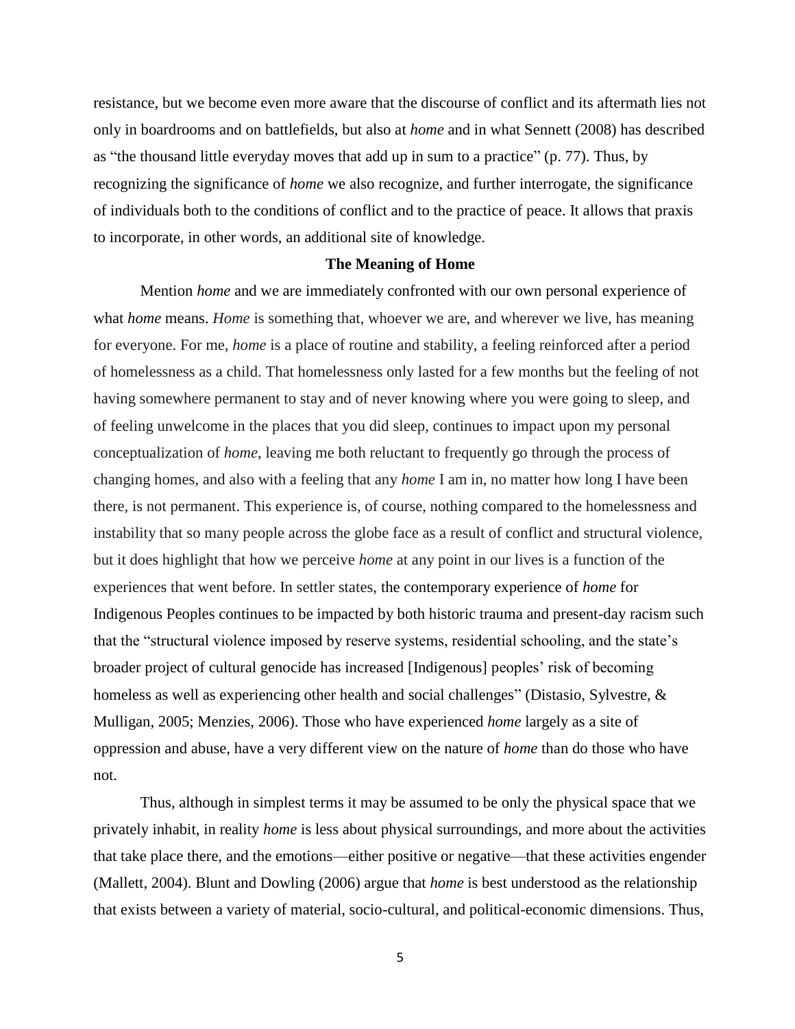resistance, but we become even more aware that the discourse of conflict and its aftermath lies not only in boardrooms and on battlefields, but also at *home* and in what Sennett (2008) has described as "the thousand little everyday moves that add up in sum to a practice" (p. 77). Thus, by recognizing the significance of *home* we also recognize, and further interrogate, the significance of individuals both to the conditions of conflict and to the practice of peace. It allows that praxis to incorporate, in other words, an additional site of knowledge.

## The Meaning of Home

Mention *home* and we are immediately confronted with our own personal experience of what *home* means. *Home* is something that, whoever we are, and wherever we live, has meaning for everyone. For me, *home* is a place of routine and stability, a feeling reinforced after a period of homelessness as a child. That homelessness only lasted for a few months but the feeling of not having somewhere permanent to stay and of never knowing where you were going to sleep, and of feeling unwelcome in the places that you did sleep, continues to impact upon my personal conceptualization of *home*, leaving me both reluctant to frequently go through the process of changing homes, and also with a feeling that any *home* I am in, no matter how long I have been there, is not permanent. This experience is, of course, nothing compared to the homelessness and instability that so many people across the globe face as a result of conflict and structural violence, but it does highlight that how we perceive *home* at any point in our lives is a function of the experiences that went before. In settler states, the contemporary experience of *home* for Indigenous Peoples continues to be impacted by both historic trauma and present-day racism such that the "structural violence imposed by reserve systems, residential schooling, and the state's broader project of cultural genocide has increased [Indigenous] peoples' risk of becoming homeless as well as experiencing other health and social challenges" (Distasio, Sylvestre, & Mulligan, 2005; Menzies, 2006). Those who have experienced *home* largely as a site of oppression and abuse, have a very different view on the nature of *home* than do those who have not.

Thus, although in simplest terms it may be assumed to be only the physical space that we privately inhabit, in reality *home* is less about physical surroundings, and more about the activities that take place there, and the emotions—either positive or negative—that these activities engender (Mallett, 2004). Blunt and Dowling (2006) argue that *home* is best understood as the relationship that exists between a variety of material, socio-cultural, and political-economic dimensions. Thus,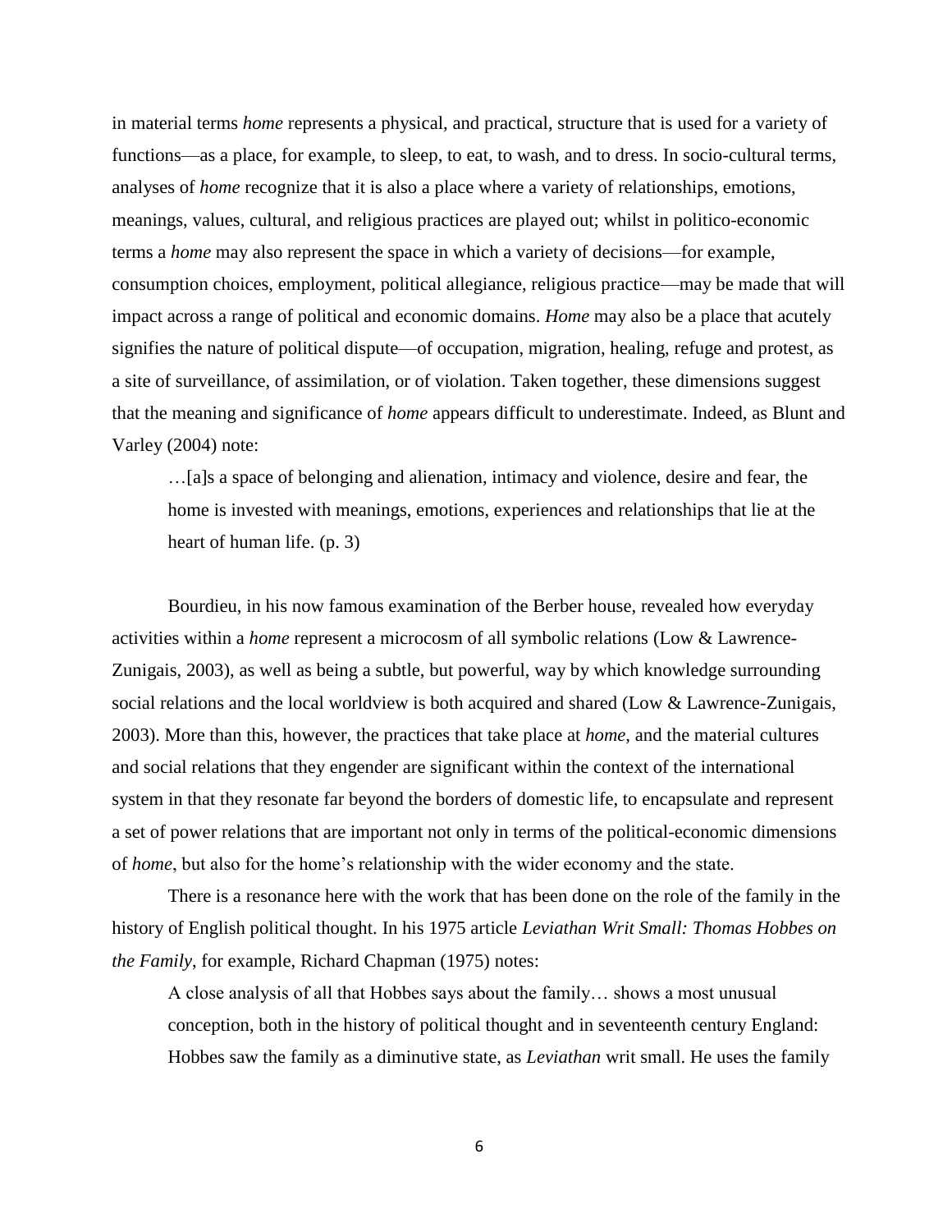in material terms *home* represents a physical, and practical, structure that is used for a variety of functions—as a place, for example, to sleep, to eat, to wash, and to dress. In socio-cultural terms, analyses of *home* recognize that it is also a place where a variety of relationships, emotions, meanings, values, cultural, and religious practices are played out; whilst in politico-economic terms a *home* may also represent the space in which a variety of decisions—for example, consumption choices, employment, political allegiance, religious practice—may be made that will impact across a range of political and economic domains. *Home* may also be a place that acutely signifies the nature of political dispute—of occupation, migration, healing, refuge and protest, as a site of surveillance, of assimilation, or of violation. Taken together, these dimensions suggest that the meaning and significance of *home* appears difficult to underestimate. Indeed, as Blunt and Varley (2004) note:

> …[a]s a space of belonging and alienation, intimacy and violence, desire and fear, the home is invested with meanings, emotions, experiences and relationships that lie at the heart of human life. (p. 3)

Bourdieu, in his now famous examination of the Berber house, revealed how everyday activities within a *home* represent a microcosm of all symbolic relations (Low & Lawrence-Zunigais, 2003), as well as being a subtle, but powerful, way by which knowledge surrounding social relations and the local worldview is both acquired and shared (Low & Lawrence-Zunigais, 2003). More than this, however, the practices that take place at *home*, and the material cultures and social relations that they engender are significant within the context of the international system in that they resonate far beyond the borders of domestic life, to encapsulate and represent a set of power relations that are important not only in terms of the political-economic dimensions of *home*, but also for the home's relationship with the wider economy and the state.

There is a resonance here with the work that has been done on the role of the family in the history of English political thought. In his 1975 article *Leviathan Writ Small: Thomas Hobbes on the Family*, for example, Richard Chapman (1975) notes:

> A close analysis of all that Hobbes says about the family… shows a most unusual conception, both in the history of political thought and in seventeenth century England: Hobbes saw the family as a diminutive state, as *Leviathan* writ small. He uses the family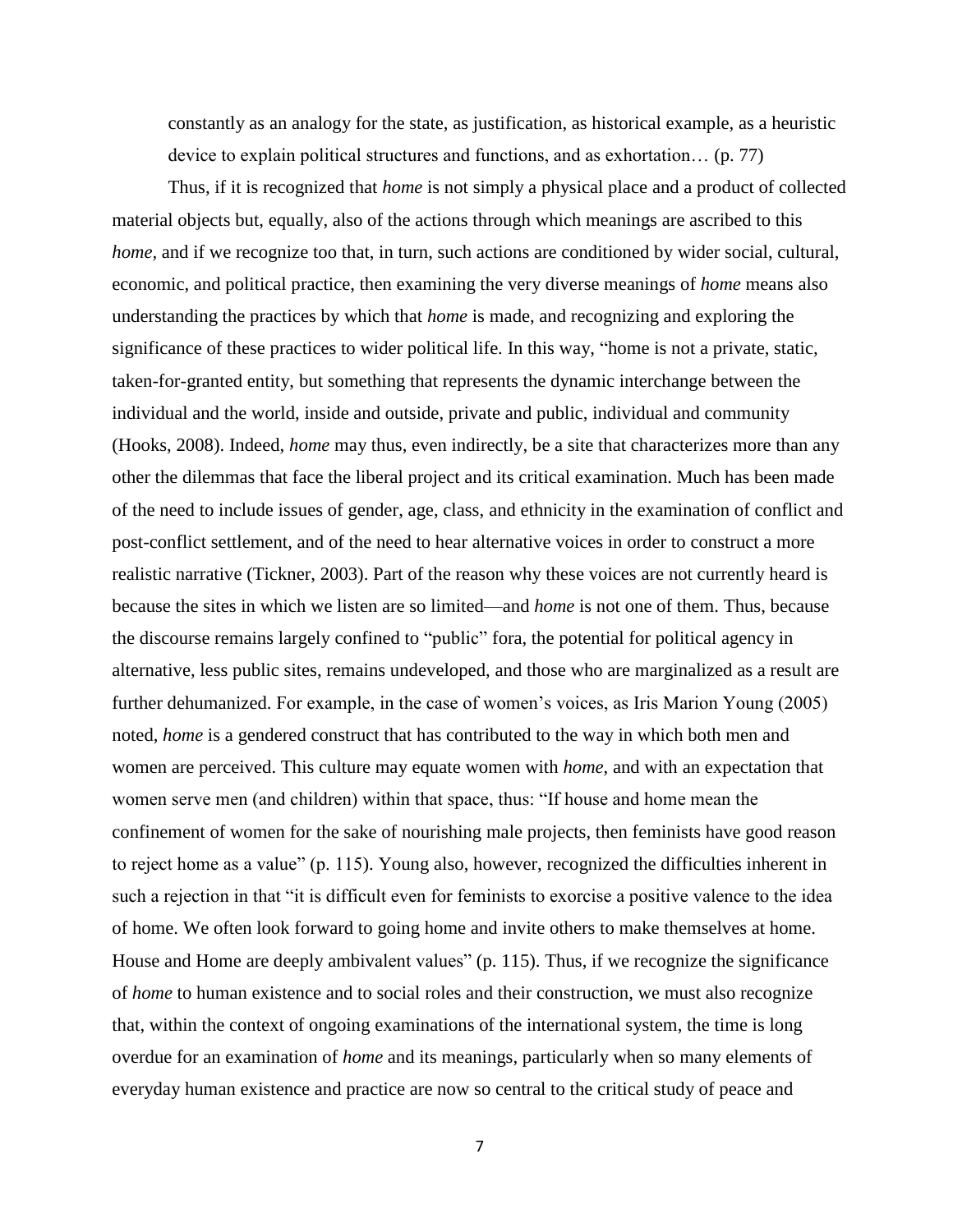constantly as an analogy for the state, as justification, as historical example, as a heuristic device to explain political structures and functions, and as exhortation… (p. 77)

Thus, if it is recognized that *home* is not simply a physical place and a product of collected material objects but, equally, also of the actions through which meanings are ascribed to this *home,* and if we recognize too that, in turn, such actions are conditioned by wider social, cultural, economic, and political practice, then examining the very diverse meanings of *home* means also understanding the practices by which that *home* is made, and recognizing and exploring the significance of these practices to wider political life. In this way, "home is not a private, static, taken-for-granted entity, but something that represents the dynamic interchange between the individual and the world, inside and outside, private and public, individual and community (Hooks, 2008). Indeed, *home* may thus, even indirectly, be a site that characterizes more than any other the dilemmas that face the liberal project and its critical examination. Much has been made of the need to include issues of gender, age, class, and ethnicity in the examination of conflict and post-conflict settlement, and of the need to hear alternative voices in order to construct a more realistic narrative (Tickner, 2003). Part of the reason why these voices are not currently heard is because the sites in which we listen are so limited—and *home* is not one of them. Thus, because the discourse remains largely confined to "public" fora, the potential for political agency in alternative, less public sites, remains undeveloped, and those who are marginalized as a result are further dehumanized. For example, in the case of women's voices, as Iris Marion Young (2005) noted, *home* is a gendered construct that has contributed to the way in which both men and women are perceived. This culture may equate women with *home*, and with an expectation that women serve men (and children) within that space, thus: "If house and home mean the confinement of women for the sake of nourishing male projects, then feminists have good reason to reject home as a value" (p. 115). Young also, however, recognized the difficulties inherent in such a rejection in that "it is difficult even for feminists to exorcise a positive valence to the idea of home. We often look forward to going home and invite others to make themselves at home. House and Home are deeply ambivalent values" (p. 115). Thus, if we recognize the significance of *home* to human existence and to social roles and their construction, we must also recognize that, within the context of ongoing examinations of the international system, the time is long overdue for an examination of *home* and its meanings, particularly when so many elements of everyday human existence and practice are now so central to the critical study of peace and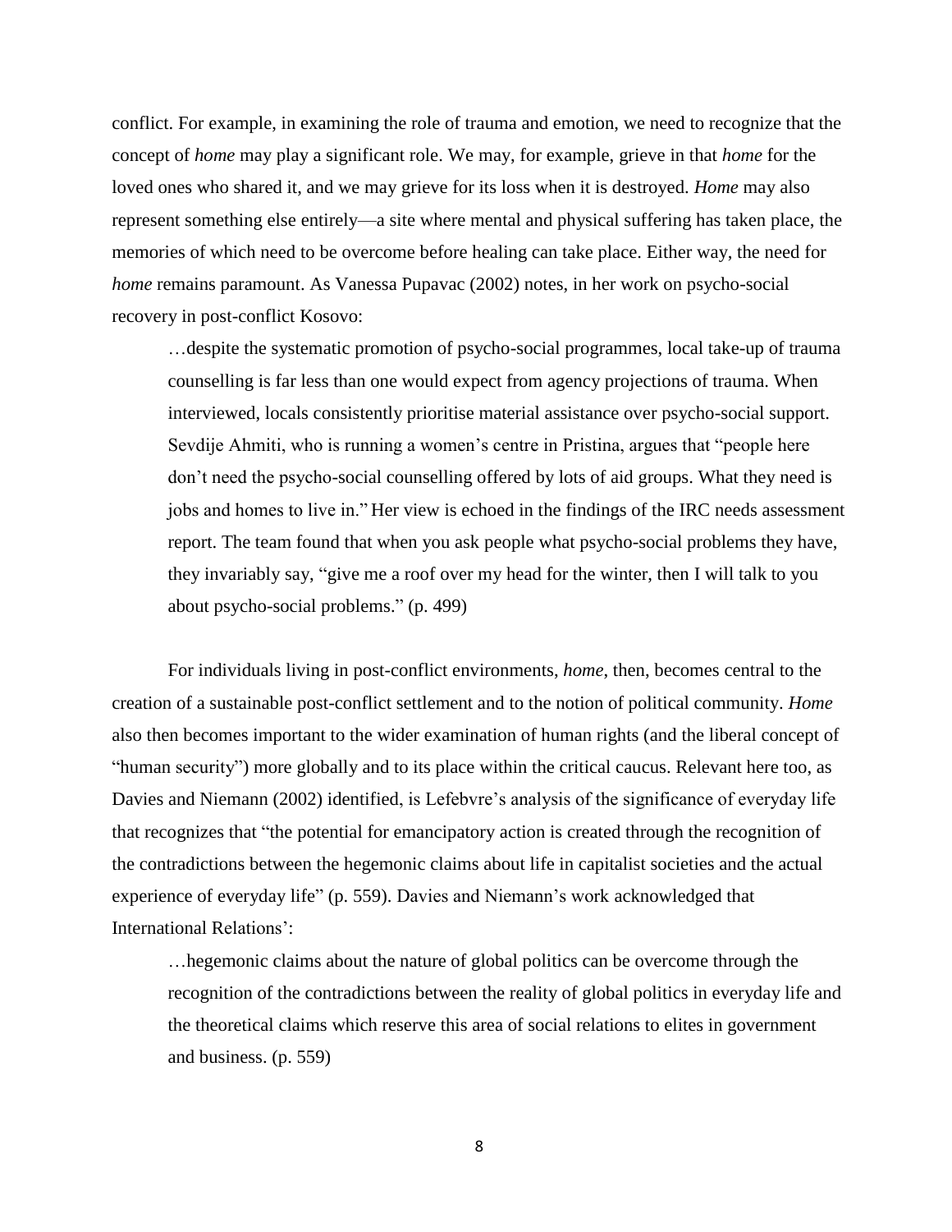conflict. For example, in examining the role of trauma and emotion, we need to recognize that the concept of *home* may play a significant role. We may, for example, grieve in that *home* for the loved ones who shared it, and we may grieve for its loss when it is destroyed. *Home* may also represent something else entirely—a site where mental and physical suffering has taken place, the memories of which need to be overcome before healing can take place. Either way, the need for *home* remains paramount. As Vanessa Pupavac (2002) notes, in her work on psycho-social recovery in post-conflict Kosovo:

> …despite the systematic promotion of psycho-social programmes, local take-up of trauma counselling is far less than one would expect from agency projections of trauma. When interviewed, locals consistently prioritise material assistance over psycho-social support. Sevdije Ahmiti, who is running a women's centre in Pristina, argues that "people here don't need the psycho-social counselling offered by lots of aid groups. What they need is jobs and homes to live in." Her view is echoed in the findings of the IRC needs assessment report. The team found that when you ask people what psycho-social problems they have, they invariably say, "give me a roof over my head for the winter, then I will talk to you about psycho-social problems." (p. 499)

For individuals living in post-conflict environments, *home*, then, becomes central to the creation of a sustainable post-conflict settlement and to the notion of political community. *Home* also then becomes important to the wider examination of human rights (and the liberal concept of "human security") more globally and to its place within the critical caucus. Relevant here too, as Davies and Niemann (2002) identified, is Lefebvre's analysis of the significance of everyday life that recognizes that "the potential for emancipatory action is created through the recognition of the contradictions between the hegemonic claims about life in capitalist societies and the actual experience of everyday life" (p. 559). Davies and Niemann's work acknowledged that International Relations':

> …hegemonic claims about the nature of global politics can be overcome through the recognition of the contradictions between the reality of global politics in everyday life and the theoretical claims which reserve this area of social relations to elites in government and business. (p. 559)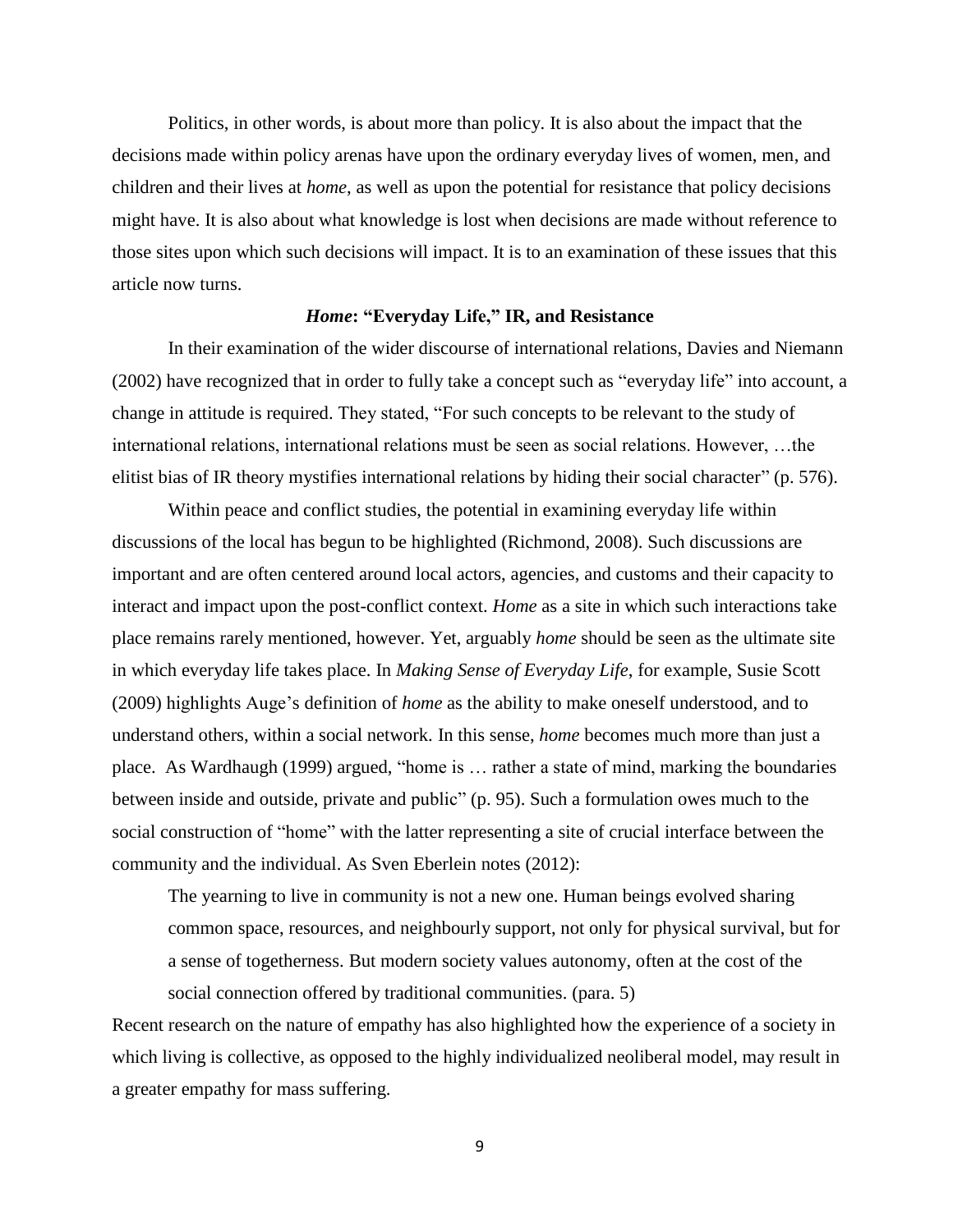Politics, in other words, is about more than policy. It is also about the impact that the decisions made within policy arenas have upon the ordinary everyday lives of women, men, and children and their lives at *home*, as well as upon the potential for resistance that policy decisions might have. It is also about what knowledge is lost when decisions are made without reference to those sites upon which such decisions will impact. It is to an examination of these issues that this article now turns.

### ***Home*: "Everyday Life," IR, and Resistance**

In their examination of the wider discourse of international relations, Davies and Niemann (2002) have recognized that in order to fully take a concept such as "everyday life" into account, a change in attitude is required. They stated, "For such concepts to be relevant to the study of international relations, international relations must be seen as social relations. However, …the elitist bias of IR theory mystifies international relations by hiding their social character" (p. 576).

Within peace and conflict studies, the potential in examining everyday life within discussions of the local has begun to be highlighted (Richmond, 2008). Such discussions are important and are often centered around local actors, agencies, and customs and their capacity to interact and impact upon the post-conflict context. *Home* as a site in which such interactions take place remains rarely mentioned, however. Yet, arguably *home* should be seen as the ultimate site in which everyday life takes place. In *Making Sense of Everyday Life*, for example, Susie Scott (2009) highlights Auge's definition of *home* as the ability to make oneself understood, and to understand others, within a social network. In this sense, *home* becomes much more than just a place. As Wardhaugh (1999) argued, "home is … rather a state of mind, marking the boundaries between inside and outside, private and public" (p. 95). Such a formulation owes much to the social construction of "home" with the latter representing a site of crucial interface between the community and the individual. As Sven Eberlein notes (2012):

> The yearning to live in community is not a new one. Human beings evolved sharing common space, resources, and neighbourly support, not only for physical survival, but for a sense of togetherness. But modern society values autonomy, often at the cost of the social connection offered by traditional communities. (para. 5)

Recent research on the nature of empathy has also highlighted how the experience of a society in which living is collective, as opposed to the highly individualized neoliberal model, may result in a greater empathy for mass suffering.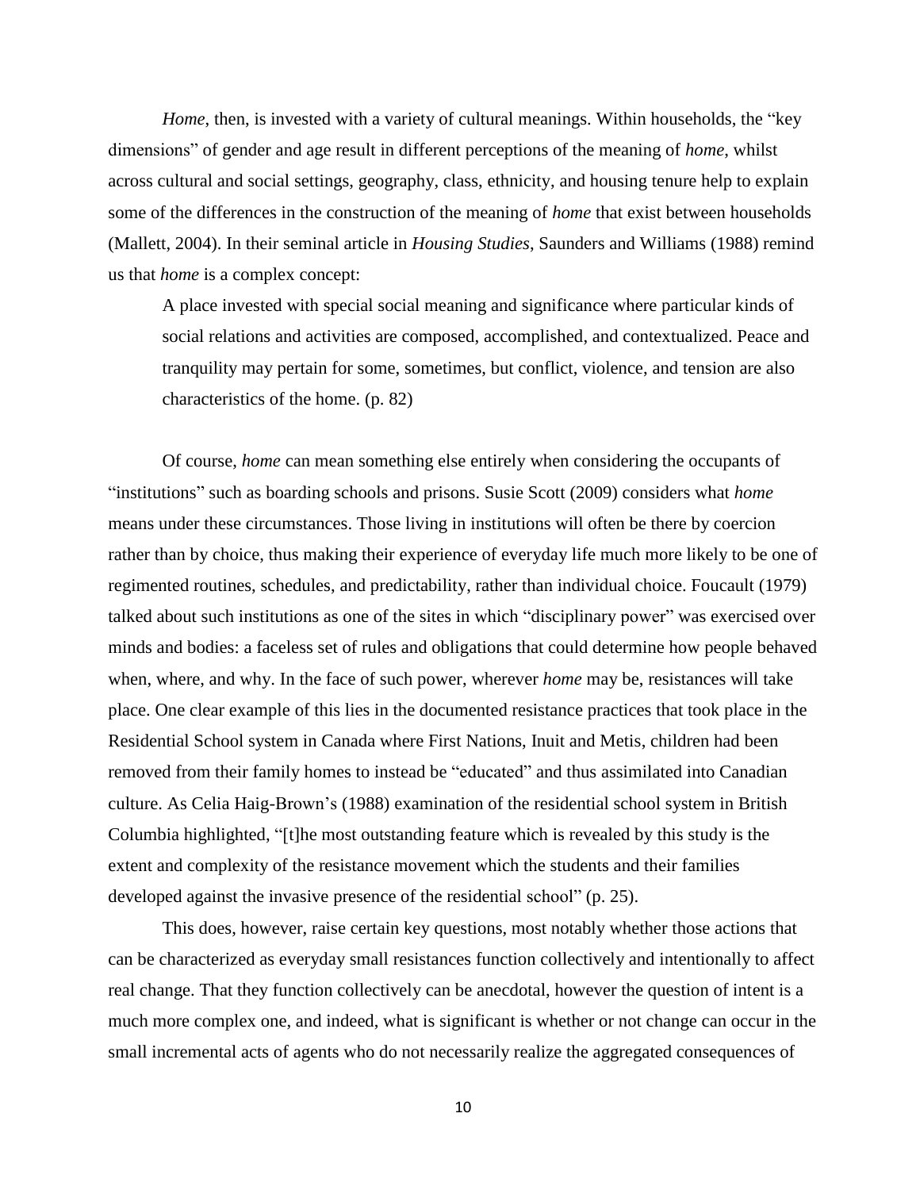*Home*, then, is invested with a variety of cultural meanings. Within households, the "key dimensions" of gender and age result in different perceptions of the meaning of *home*, whilst across cultural and social settings, geography, class, ethnicity, and housing tenure help to explain some of the differences in the construction of the meaning of *home* that exist between households (Mallett, 2004). In their seminal article in *Housing Studies*, Saunders and Williams (1988) remind us that *home* is a complex concept:

> A place invested with special social meaning and significance where particular kinds of social relations and activities are composed, accomplished, and contextualized. Peace and tranquility may pertain for some, sometimes, but conflict, violence, and tension are also characteristics of the home. (p. 82)

Of course, *home* can mean something else entirely when considering the occupants of "institutions" such as boarding schools and prisons. Susie Scott (2009) considers what *home* means under these circumstances. Those living in institutions will often be there by coercion rather than by choice, thus making their experience of everyday life much more likely to be one of regimented routines, schedules, and predictability, rather than individual choice. Foucault (1979) talked about such institutions as one of the sites in which "disciplinary power" was exercised over minds and bodies: a faceless set of rules and obligations that could determine how people behaved when, where, and why. In the face of such power, wherever *home* may be, resistances will take place. One clear example of this lies in the documented resistance practices that took place in the Residential School system in Canada where First Nations, Inuit and Metis, children had been removed from their family homes to instead be "educated" and thus assimilated into Canadian culture. As Celia Haig-Brown's (1988) examination of the residential school system in British Columbia highlighted, "[t]he most outstanding feature which is revealed by this study is the extent and complexity of the resistance movement which the students and their families developed against the invasive presence of the residential school" (p. 25).

This does, however, raise certain key questions, most notably whether those actions that can be characterized as everyday small resistances function collectively and intentionally to affect real change. That they function collectively can be anecdotal, however the question of intent is a much more complex one, and indeed, what is significant is whether or not change can occur in the small incremental acts of agents who do not necessarily realize the aggregated consequences of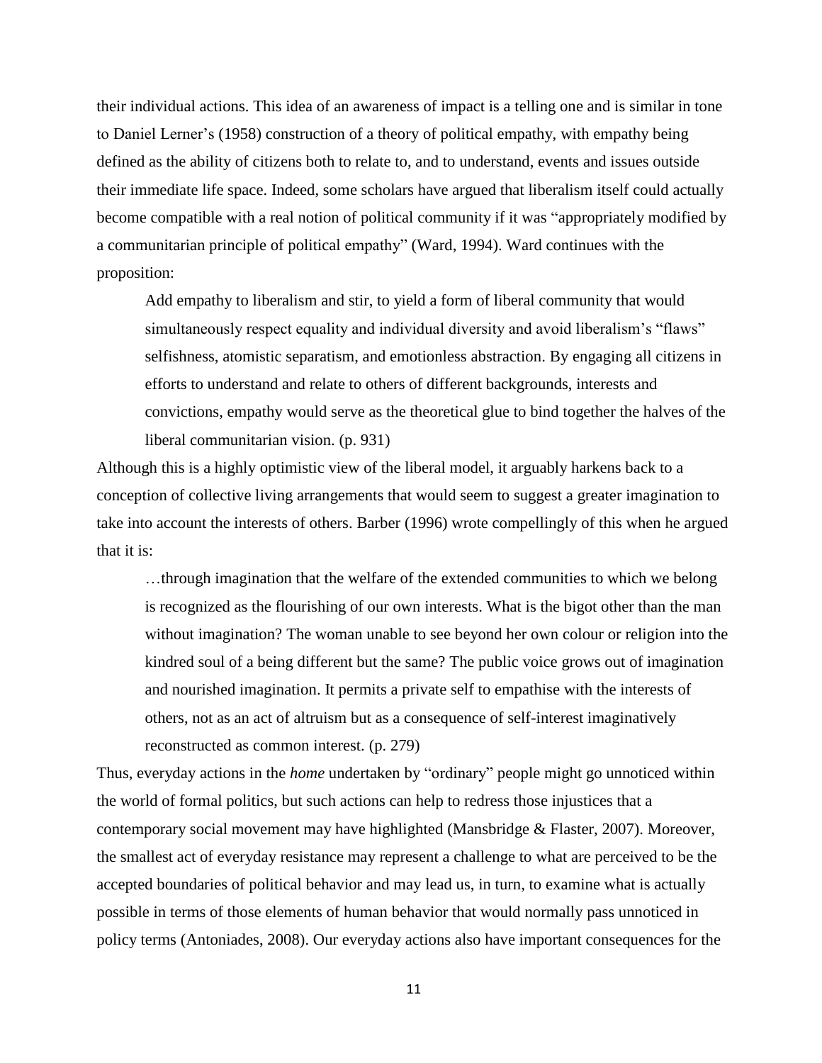their individual actions. This idea of an awareness of impact is a telling one and is similar in tone to Daniel Lerner's (1958) construction of a theory of political empathy, with empathy being defined as the ability of citizens both to relate to, and to understand, events and issues outside their immediate life space. Indeed, some scholars have argued that liberalism itself could actually become compatible with a real notion of political community if it was "appropriately modified by a communitarian principle of political empathy" (Ward, 1994). Ward continues with the proposition:

> Add empathy to liberalism and stir, to yield a form of liberal community that would simultaneously respect equality and individual diversity and avoid liberalism's "flaws" selfishness, atomistic separatism, and emotionless abstraction. By engaging all citizens in efforts to understand and relate to others of different backgrounds, interests and convictions, empathy would serve as the theoretical glue to bind together the halves of the liberal communitarian vision. (p. 931)

Although this is a highly optimistic view of the liberal model, it arguably harkens back to a conception of collective living arrangements that would seem to suggest a greater imagination to take into account the interests of others. Barber (1996) wrote compellingly of this when he argued that it is:

> …through imagination that the welfare of the extended communities to which we belong is recognized as the flourishing of our own interests. What is the bigot other than the man without imagination? The woman unable to see beyond her own colour or religion into the kindred soul of a being different but the same? The public voice grows out of imagination and nourished imagination. It permits a private self to empathise with the interests of others, not as an act of altruism but as a consequence of self-interest imaginatively reconstructed as common interest. (p. 279)

Thus, everyday actions in the *home* undertaken by "ordinary" people might go unnoticed within the world of formal politics, but such actions can help to redress those injustices that a contemporary social movement may have highlighted (Mansbridge & Flaster, 2007). Moreover, the smallest act of everyday resistance may represent a challenge to what are perceived to be the accepted boundaries of political behavior and may lead us, in turn, to examine what is actually possible in terms of those elements of human behavior that would normally pass unnoticed in policy terms (Antoniades, 2008). Our everyday actions also have important consequences for the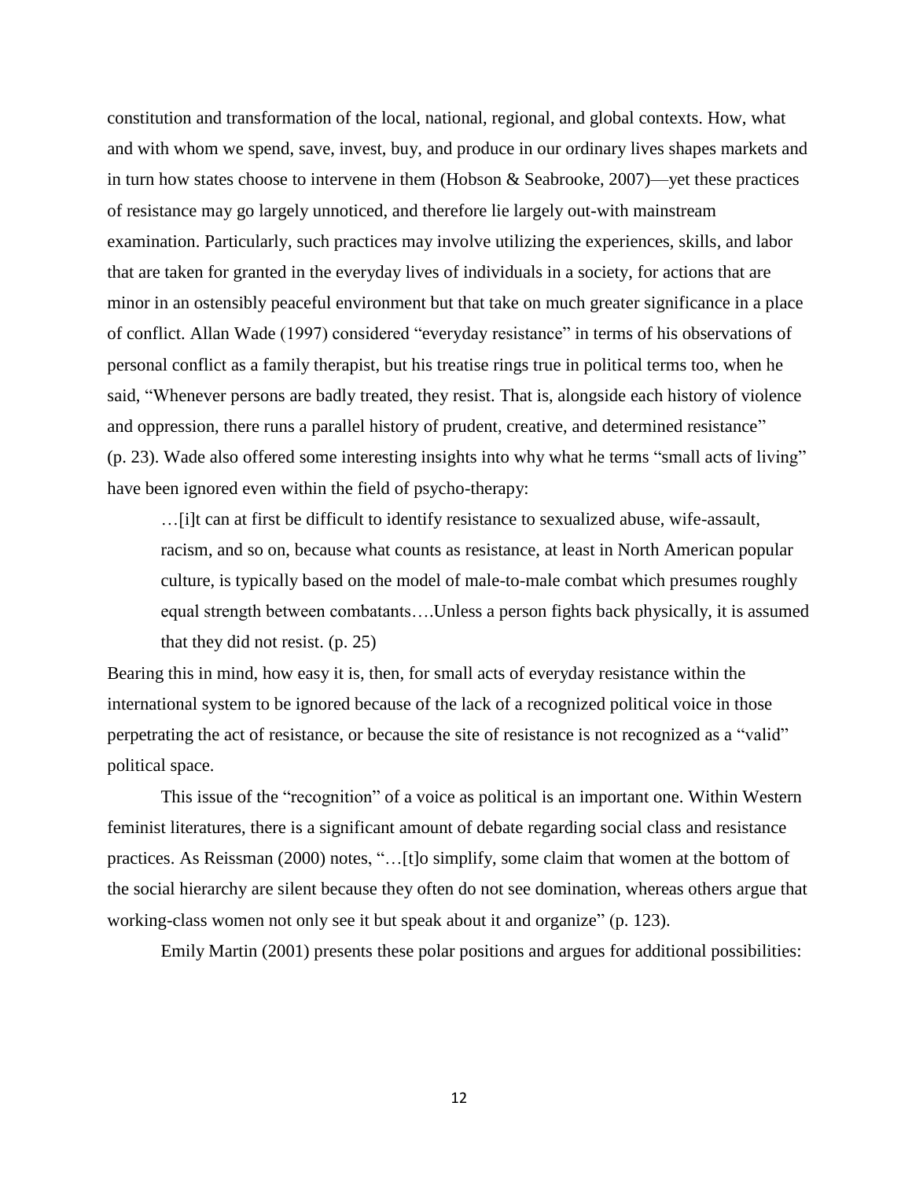constitution and transformation of the local, national, regional, and global contexts. How, what and with whom we spend, save, invest, buy, and produce in our ordinary lives shapes markets and in turn how states choose to intervene in them (Hobson & Seabrooke, 2007)—yet these practices of resistance may go largely unnoticed, and therefore lie largely out-with mainstream examination. Particularly, such practices may involve utilizing the experiences, skills, and labor that are taken for granted in the everyday lives of individuals in a society, for actions that are minor in an ostensibly peaceful environment but that take on much greater significance in a place of conflict. Allan Wade (1997) considered "everyday resistance" in terms of his observations of personal conflict as a family therapist, but his treatise rings true in political terms too, when he said, "Whenever persons are badly treated, they resist. That is, alongside each history of violence and oppression, there runs a parallel history of prudent, creative, and determined resistance" (p. 23). Wade also offered some interesting insights into why what he terms "small acts of living" have been ignored even within the field of psycho-therapy:

> …[i]t can at first be difficult to identify resistance to sexualized abuse, wife-assault, racism, and so on, because what counts as resistance, at least in North American popular culture, is typically based on the model of male-to-male combat which presumes roughly equal strength between combatants….Unless a person fights back physically, it is assumed that they did not resist. (p. 25)

Bearing this in mind, how easy it is, then, for small acts of everyday resistance within the international system to be ignored because of the lack of a recognized political voice in those perpetrating the act of resistance, or because the site of resistance is not recognized as a "valid" political space.

This issue of the "recognition" of a voice as political is an important one. Within Western feminist literatures, there is a significant amount of debate regarding social class and resistance practices. As Reissman (2000) notes, "…[t]o simplify, some claim that women at the bottom of the social hierarchy are silent because they often do not see domination, whereas others argue that working-class women not only see it but speak about it and organize" (p. 123).

Emily Martin (2001) presents these polar positions and argues for additional possibilities: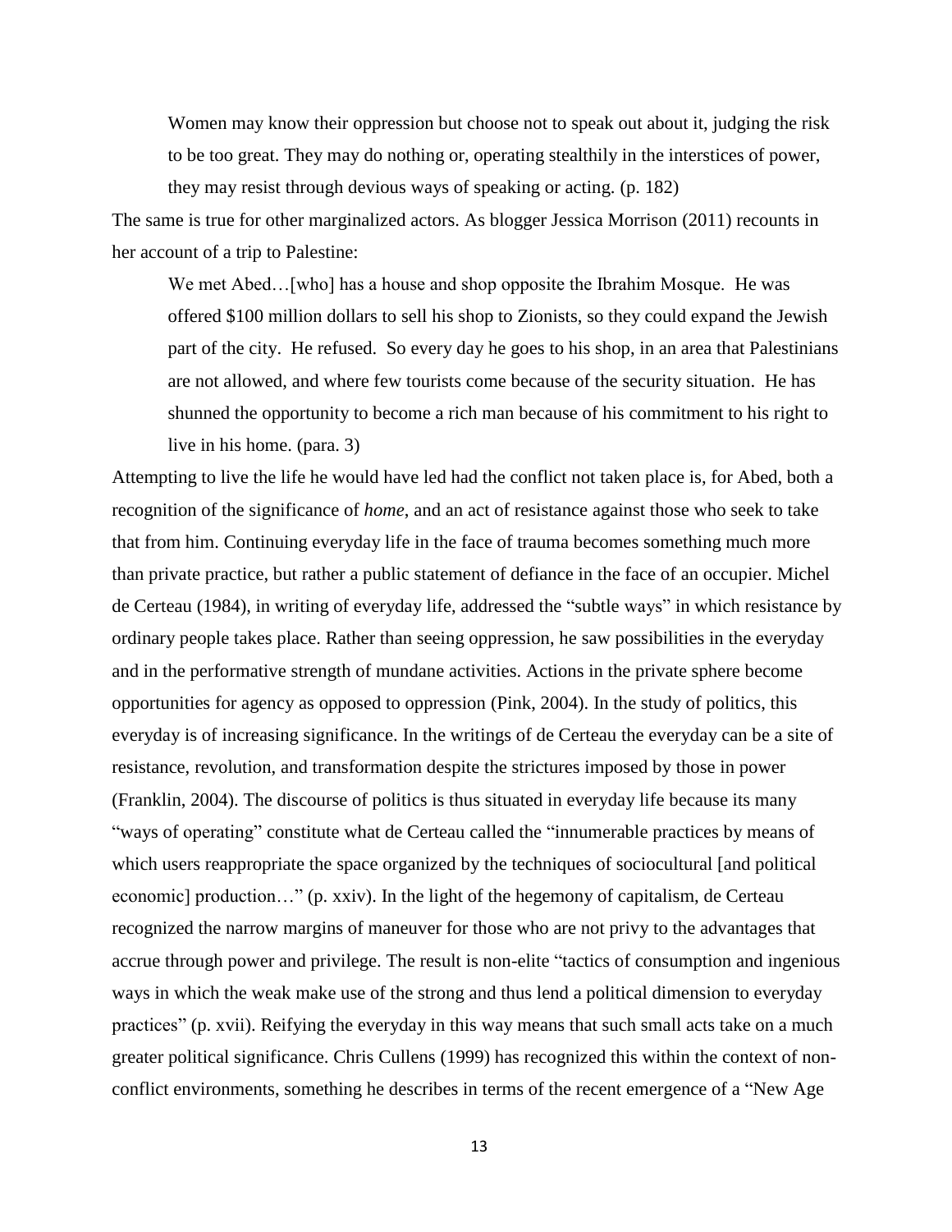> Women may know their oppression but choose not to speak out about it, judging the risk to be too great. They may do nothing or, operating stealthily in the interstices of power, they may resist through devious ways of speaking or acting. (p. 182)

The same is true for other marginalized actors. As blogger Jessica Morrison (2011) recounts in her account of a trip to Palestine:

> We met Abed…[who] has a house and shop opposite the Ibrahim Mosque. He was offered $100 million dollars to sell his shop to Zionists, so they could expand the Jewish part of the city. He refused. So every day he goes to his shop, in an area that Palestinians are not allowed, and where few tourists come because of the security situation. He has shunned the opportunity to become a rich man because of his commitment to his right to live in his home. (para. 3)

Attempting to live the life he would have led had the conflict not taken place is, for Abed, both a recognition of the significance of *home*, and an act of resistance against those who seek to take that from him. Continuing everyday life in the face of trauma becomes something much more than private practice, but rather a public statement of defiance in the face of an occupier. Michel de Certeau (1984), in writing of everyday life, addressed the "subtle ways" in which resistance by ordinary people takes place. Rather than seeing oppression, he saw possibilities in the everyday and in the performative strength of mundane activities. Actions in the private sphere become opportunities for agency as opposed to oppression (Pink, 2004). In the study of politics, this everyday is of increasing significance. In the writings of de Certeau the everyday can be a site of resistance, revolution, and transformation despite the strictures imposed by those in power (Franklin, 2004). The discourse of politics is thus situated in everyday life because its many "ways of operating" constitute what de Certeau called the "innumerable practices by means of which users reappropriate the space organized by the techniques of sociocultural [and political economic] production…" (p. xxiv). In the light of the hegemony of capitalism, de Certeau recognized the narrow margins of maneuver for those who are not privy to the advantages that accrue through power and privilege. The result is non-elite "tactics of consumption and ingenious ways in which the weak make use of the strong and thus lend a political dimension to everyday practices" (p. xvii). Reifying the everyday in this way means that such small acts take on a much greater political significance. Chris Cullens (1999) has recognized this within the context of non-conflict environments, something he describes in terms of the recent emergence of a "New Age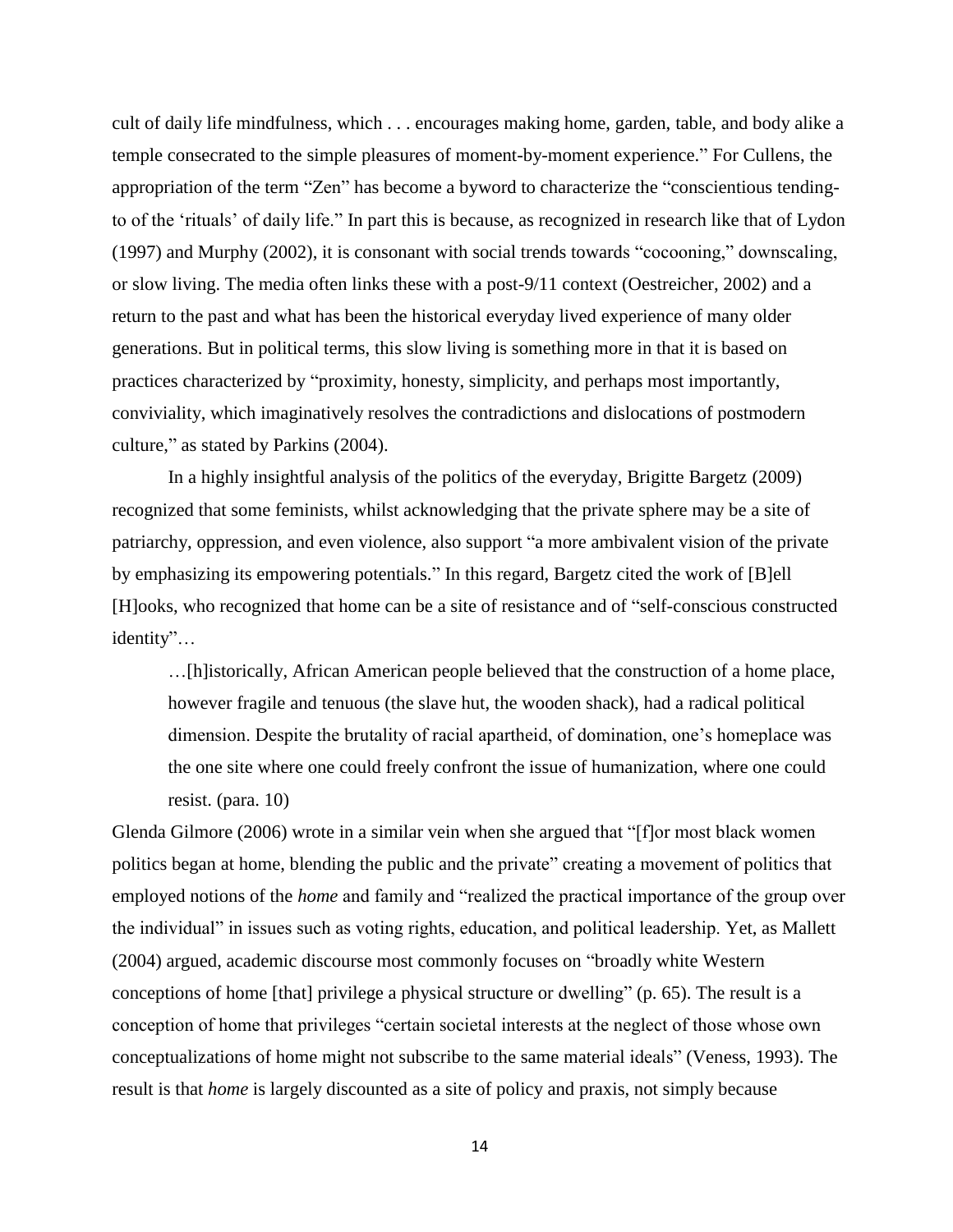cult of daily life mindfulness, which . . . encourages making home, garden, table, and body alike a temple consecrated to the simple pleasures of moment-by-moment experience." For Cullens, the appropriation of the term "Zen" has become a byword to characterize the "conscientious tending-to of the 'rituals' of daily life." In part this is because, as recognized in research like that of Lydon (1997) and Murphy (2002), it is consonant with social trends towards "cocooning," downscaling, or slow living. The media often links these with a post-9/11 context (Oestreicher, 2002) and a return to the past and what has been the historical everyday lived experience of many older generations. But in political terms, this slow living is something more in that it is based on practices characterized by "proximity, honesty, simplicity, and perhaps most importantly, conviviality, which imaginatively resolves the contradictions and dislocations of postmodern culture," as stated by Parkins (2004).

In a highly insightful analysis of the politics of the everyday, Brigitte Bargetz (2009) recognized that some feminists, whilst acknowledging that the private sphere may be a site of patriarchy, oppression, and even violence, also support "a more ambivalent vision of the private by emphasizing its empowering potentials." In this regard, Bargetz cited the work of [B]ell [H]ooks, who recognized that home can be a site of resistance and of "self-conscious constructed identity"…

> …[h]istorically, African American people believed that the construction of a home place, however fragile and tenuous (the slave hut, the wooden shack), had a radical political dimension. Despite the brutality of racial apartheid, of domination, one's homeplace was the one site where one could freely confront the issue of humanization, where one could resist. (para. 10)

Glenda Gilmore (2006) wrote in a similar vein when she argued that "[f]or most black women politics began at home, blending the public and the private" creating a movement of politics that employed notions of the *home* and family and "realized the practical importance of the group over the individual" in issues such as voting rights, education, and political leadership. Yet, as Mallett (2004) argued, academic discourse most commonly focuses on "broadly white Western conceptions of home [that] privilege a physical structure or dwelling" (p. 65). The result is a conception of home that privileges "certain societal interests at the neglect of those whose own conceptualizations of home might not subscribe to the same material ideals" (Veness, 1993). The result is that *home* is largely discounted as a site of policy and praxis, not simply because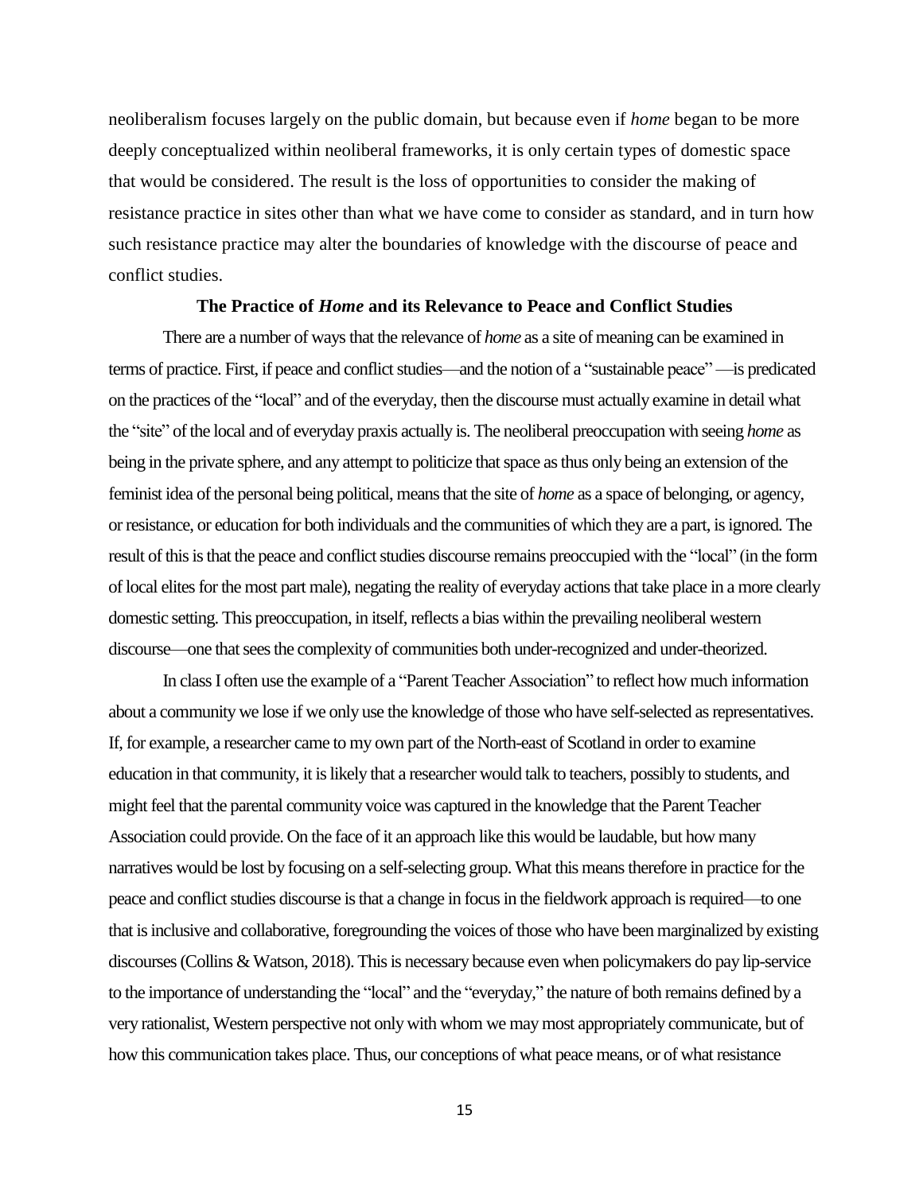neoliberalism focuses largely on the public domain, but because even if *home* began to be more deeply conceptualized within neoliberal frameworks, it is only certain types of domestic space that would be considered. The result is the loss of opportunities to consider the making of resistance practice in sites other than what we have come to consider as standard, and in turn how such resistance practice may alter the boundaries of knowledge with the discourse of peace and conflict studies.

## The Practice of *Home* and its Relevance to Peace and Conflict Studies

There are a number of ways that the relevance of *home* as a site of meaning can be examined in terms of practice. First, if peace and conflict studies—and the notion of a "sustainable peace" —is predicated on the practices of the "local" and of the everyday, then the discourse must actually examine in detail what the "site" of the local and of everyday praxis actually is. The neoliberal preoccupation with seeing *home* as being in the private sphere, and any attempt to politicize that space as thus only being an extension of the feminist idea of the personal being political, means that the site of *home* as a space of belonging, or agency, or resistance, or education for both individuals and the communities of which they are a part, is ignored. The result of this is that the peace and conflict studies discourse remains preoccupied with the "local" (in the form of local elites for the most part male), negating the reality of everyday actions that take place in a more clearly domestic setting. This preoccupation, in itself, reflects a bias within the prevailing neoliberal western discourse—one that sees the complexity of communities both under-recognized and under-theorized.

In class I often use the example of a "Parent Teacher Association" to reflect how much information about a community we lose if we only use the knowledge of those who have self-selected as representatives. If, for example, a researcher came to my own part of the North-east of Scotland in order to examine education in that community, it is likely that a researcher would talk to teachers, possibly to students, and might feel that the parental community voice was captured in the knowledge that the Parent Teacher Association could provide. On the face of it an approach like this would be laudable, but how many narratives would be lost by focusing on a self-selecting group. What this means therefore in practice for the peace and conflict studies discourse is that a change in focus in the fieldwork approach is required—to one that is inclusive and collaborative, foregrounding the voices of those who have been marginalized by existing discourses (Collins & Watson, 2018). This is necessary because even when policymakers do pay lip-service to the importance of understanding the "local" and the "everyday," the nature of both remains defined by a very rationalist, Western perspective not only with whom we may most appropriately communicate, but of how this communication takes place. Thus, our conceptions of what peace means, or of what resistance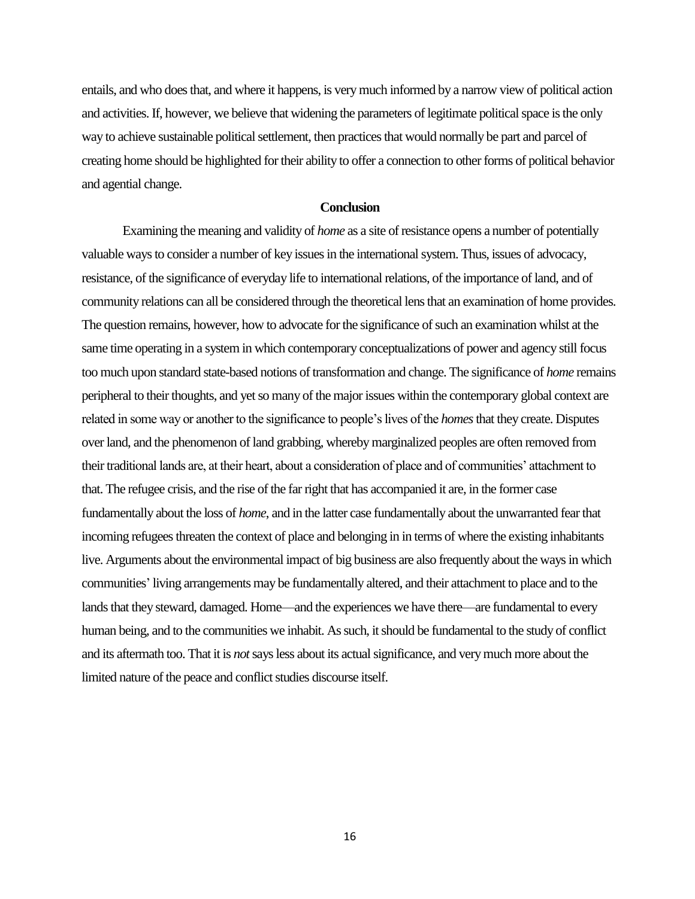entails, and who does that, and where it happens, is very much informed by a narrow view of political action and activities. If, however, we believe that widening the parameters of legitimate political space is the only way to achieve sustainable political settlement, then practices that would normally be part and parcel of creating home should be highlighted for their ability to offer a connection to other forms of political behavior and agential change.

## Conclusion

Examining the meaning and validity of *home* as a site of resistance opens a number of potentially valuable ways to consider a number of key issues in the international system. Thus, issues of advocacy, resistance, of the significance of everyday life to international relations, of the importance of land, and of community relations can all be considered through the theoretical lens that an examination of home provides. The question remains, however, how to advocate for the significance of such an examination whilst at the same time operating in a system in which contemporary conceptualizations of power and agency still focus too much upon standard state-based notions of transformation and change. The significance of *home* remains peripheral to their thoughts, and yet so many of the major issues within the contemporary global context are related in some way or another to the significance to people's lives of the *homes* that they create. Disputes over land, and the phenomenon of land grabbing, whereby marginalized peoples are often removed from their traditional lands are, at their heart, about a consideration of place and of communities' attachment to that. The refugee crisis, and the rise of the far right that has accompanied it are, in the former case fundamentally about the loss of *home*, and in the latter case fundamentally about the unwarranted fear that incoming refugees threaten the context of place and belonging in in terms of where the existing inhabitants live. Arguments about the environmental impact of big business are also frequently about the ways in which communities' living arrangements may be fundamentally altered, and their attachment to place and to the lands that they steward, damaged. Home—and the experiences we have there—are fundamental to every human being, and to the communities we inhabit. As such, it should be fundamental to the study of conflict and its aftermath too. That it is *not* says less about its actual significance, and very much more about the limited nature of the peace and conflict studies discourse itself.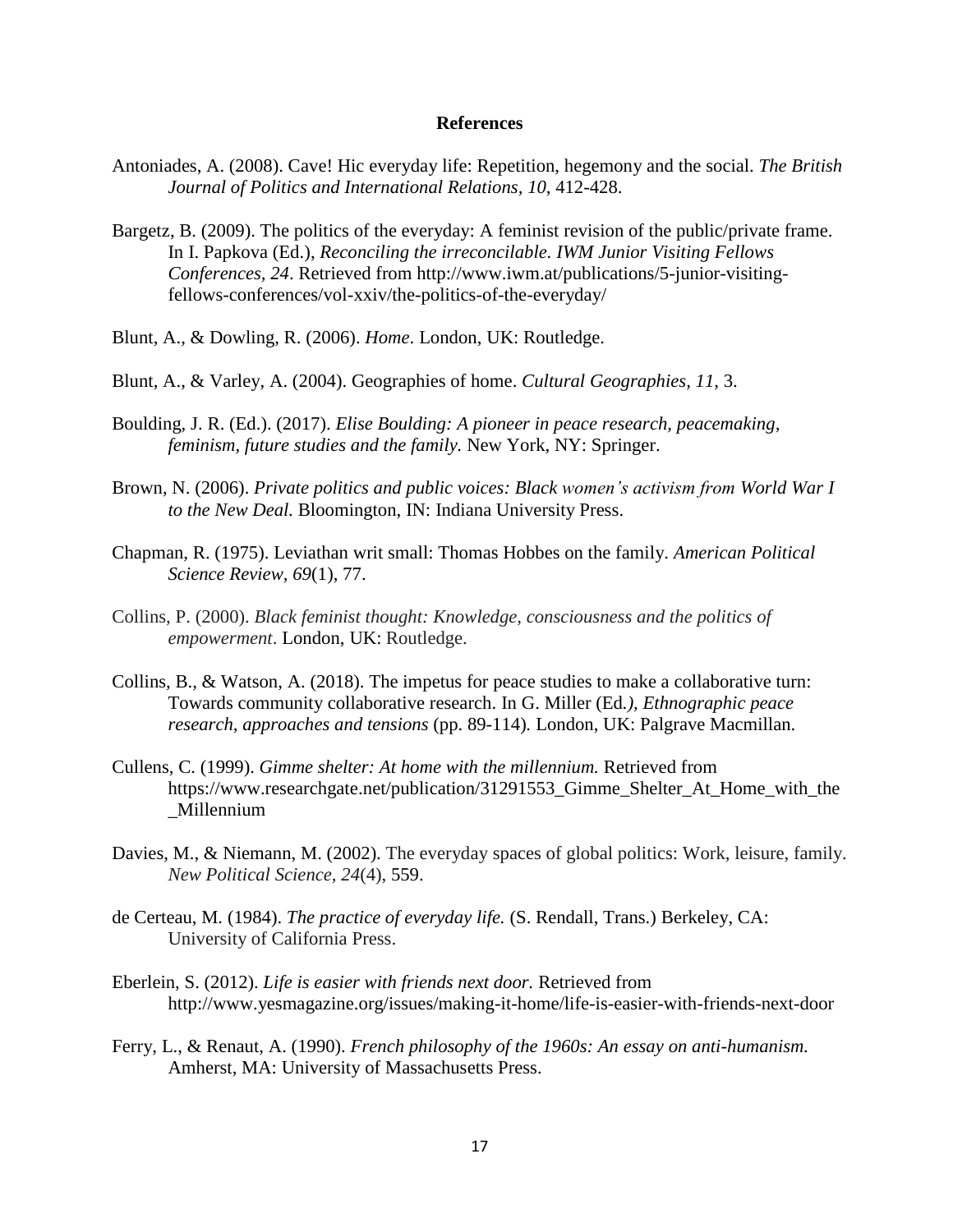## References

Antoniades, A. (2008). Cave! Hic everyday life: Repetition, hegemony and the social. *The British Journal of Politics and International Relations*, *10*, 412-428.

Bargetz, B. (2009). The politics of the everyday: A feminist revision of the public/private frame. In I. Papkova (Ed.), *Reconciling the irreconcilable. IWM Junior Visiting Fellows Conferences*, *24*. Retrieved from http://www.iwm.at/publications/5-junior-visiting-fellows-conferences/vol-xxiv/the-politics-of-the-everyday/

Blunt, A., & Dowling, R. (2006). *Home*. London, UK: Routledge.

Blunt, A., & Varley, A. (2004). Geographies of home. *Cultural Geographies, 11,* 3.

Boulding, J. R. (Ed.). (2017). *Elise Boulding: A pioneer in peace research, peacemaking, feminism, future studies and the family.* New York, NY: Springer.

Brown, N. (2006). *Private politics and public voices: Black women's activism from World War I to the New Deal.* Bloomington, IN: Indiana University Press.

Chapman, R. (1975). Leviathan writ small: Thomas Hobbes on the family. *American Political Science Review, 69*(1), 77.

Collins, P. (2000). *Black feminist thought: Knowledge, consciousness and the politics of empowerment*. London, UK: Routledge.

Collins, B., & Watson, A. (2018). The impetus for peace studies to make a collaborative turn: Towards community collaborative research. In G. Miller (Ed*.), Ethnographic peace research, approaches and tensions* (pp. 89-114)*.* London, UK: Palgrave Macmillan.

Cullens, C. (1999). *Gimme shelter: At home with the millennium.* Retrieved from https://www.researchgate.net/publication/31291553_Gimme_Shelter_At_Home_with_the_Millennium

Davies, M., & Niemann, M. (2002). The everyday spaces of global politics: Work, leisure, family. *New Political Science, 24*(4), 559.

de Certeau, M. (1984). *The practice of everyday life.* (S. Rendall, Trans.) Berkeley, CA: University of California Press.

Eberlein, S. (2012). *Life is easier with friends next door.* Retrieved from http://www.yesmagazine.org/issues/making-it-home/life-is-easier-with-friends-next-door

Ferry, L., & Renaut, A. (1990). *French philosophy of the 1960s: An essay on anti-humanism.* Amherst, MA: University of Massachusetts Press.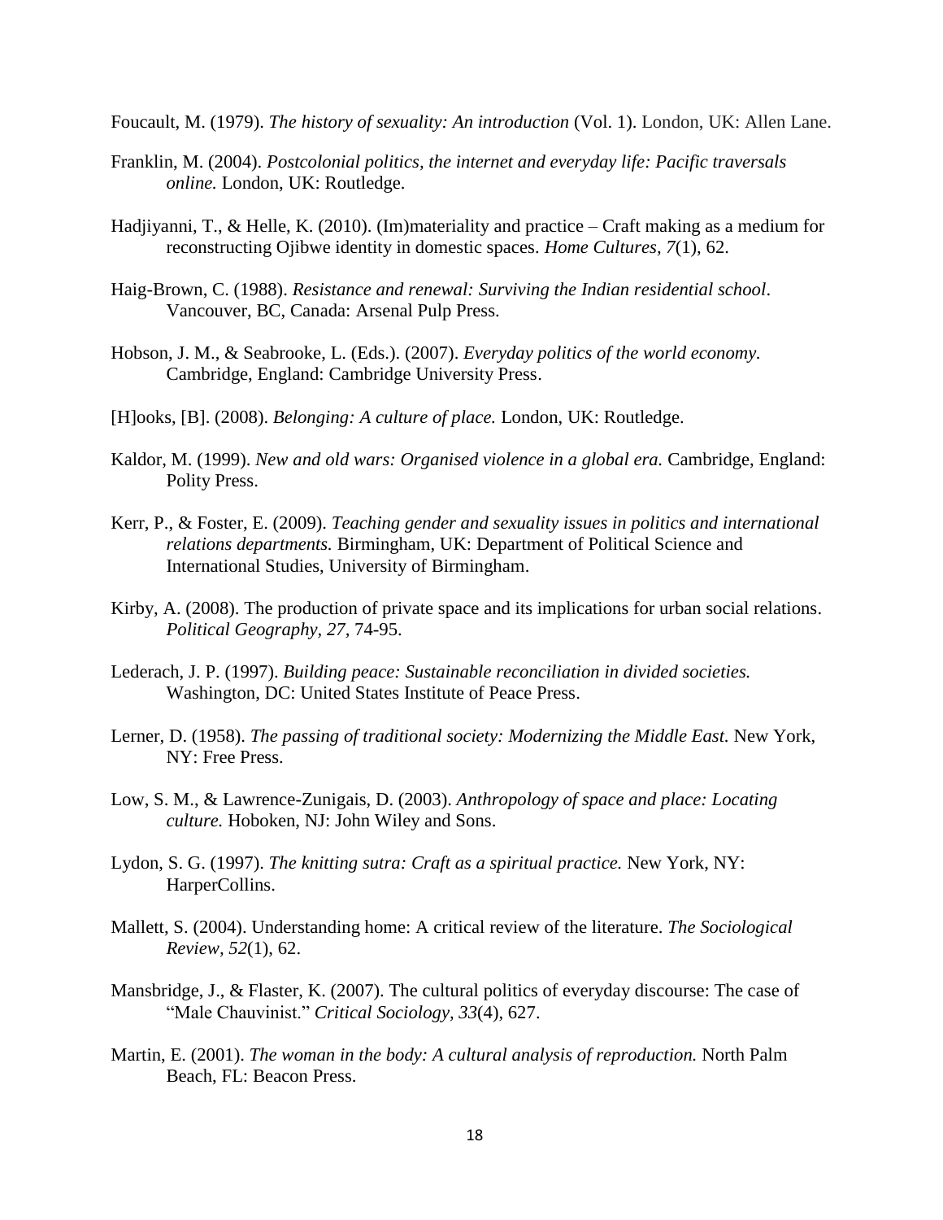Foucault, M. (1979). *The history of sexuality: An introduction* (Vol. 1). London, UK: Allen Lane.

Franklin, M. (2004). *Postcolonial politics, the internet and everyday life: Pacific traversals online.* London, UK: Routledge.

Hadjiyanni, T., & Helle, K. (2010). (Im)materiality and practice – Craft making as a medium for reconstructing Ojibwe identity in domestic spaces. *Home Cultures, 7*(1), 62.

Haig-Brown, C. (1988). *Resistance and renewal: Surviving the Indian residential school*. Vancouver, BC, Canada: Arsenal Pulp Press.

Hobson, J. M., & Seabrooke, L. (Eds.). (2007). *Everyday politics of the world economy.* Cambridge, England: Cambridge University Press.

[H]ooks, [B]. (2008). *Belonging: A culture of place.* London, UK: Routledge.

Kaldor, M. (1999). *New and old wars: Organised violence in a global era.* Cambridge, England: Polity Press.

Kerr, P., & Foster, E. (2009). *Teaching gender and sexuality issues in politics and international relations departments.* Birmingham, UK: Department of Political Science and International Studies, University of Birmingham.

Kirby, A. (2008). The production of private space and its implications for urban social relations. *Political Geography, 27,* 74-95.

Lederach, J. P. (1997). *Building peace: Sustainable reconciliation in divided societies.* Washington, DC: United States Institute of Peace Press.

Lerner, D. (1958). *The passing of traditional society: Modernizing the Middle East.* New York, NY: Free Press.

Low, S. M., & Lawrence-Zunigais, D. (2003). *Anthropology of space and place: Locating culture.* Hoboken, NJ: John Wiley and Sons.

Lydon, S. G. (1997). *The knitting sutra: Craft as a spiritual practice.* New York, NY: HarperCollins.

Mallett, S. (2004). Understanding home: A critical review of the literature. *The Sociological Review, 52*(1), 62.

Mansbridge, J., & Flaster, K. (2007). The cultural politics of everyday discourse: The case of "Male Chauvinist." *Critical Sociology, 33*(4), 627.

Martin, E. (2001). *The woman in the body: A cultural analysis of reproduction.* North Palm Beach, FL: Beacon Press.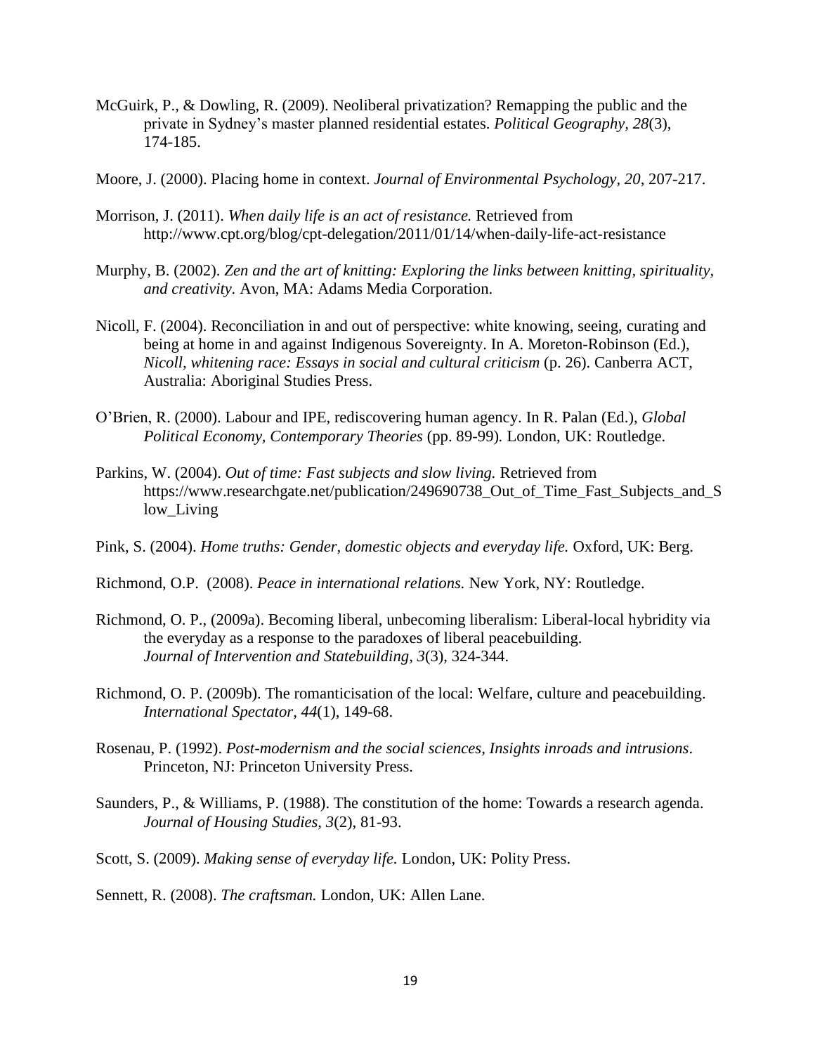McGuirk, P., & Dowling, R. (2009). Neoliberal privatization? Remapping the public and the private in Sydney's master planned residential estates. *Political Geography, 28*(3), 174-185.

Moore, J. (2000). Placing home in context. *Journal of Environmental Psychology, 20*, 207-217.

Morrison, J. (2011). *When daily life is an act of resistance.* Retrieved from http://www.cpt.org/blog/cpt-delegation/2011/01/14/when-daily-life-act-resistance

Murphy, B. (2002). *Zen and the art of knitting: Exploring the links between knitting, spirituality, and creativity.* Avon, MA: Adams Media Corporation.

Nicoll, F. (2004). Reconciliation in and out of perspective: white knowing, seeing, curating and being at home in and against Indigenous Sovereignty. In A. Moreton-Robinson (Ed.), *Nicoll, whitening race: Essays in social and cultural criticism* (p. 26). Canberra ACT, Australia: Aboriginal Studies Press.

O'Brien, R. (2000). Labour and IPE, rediscovering human agency. In R. Palan (Ed.), *Global Political Economy, Contemporary Theories* (pp. 89-99)*.* London, UK: Routledge.

Parkins, W. (2004). *Out of time: Fast subjects and slow living.* Retrieved from https://www.researchgate.net/publication/249690738_Out_of_Time_Fast_Subjects_and_Slow_Living

Pink, S. (2004). *Home truths: Gender, domestic objects and everyday life.* Oxford, UK: Berg.

Richmond, O.P. (2008). *Peace in international relations.* New York, NY: Routledge.

Richmond, O. P., (2009a). Becoming liberal, unbecoming liberalism: Liberal-local hybridity via the everyday as a response to the paradoxes of liberal peacebuilding. *Journal of Intervention and Statebuilding, 3*(3), 324-344.

Richmond, O. P. (2009b). The romanticisation of the local: Welfare, culture and peacebuilding. *International Spectator, 44*(1), 149-68.

Rosenau, P. (1992). *Post-modernism and the social sciences, Insights inroads and intrusions*. Princeton, NJ: Princeton University Press.

Saunders, P., & Williams, P. (1988). The constitution of the home: Towards a research agenda. *Journal of Housing Studies, 3*(2), 81-93.

Scott, S. (2009). *Making sense of everyday life.* London, UK: Polity Press.

Sennett, R. (2008). *The craftsman.* London, UK: Allen Lane.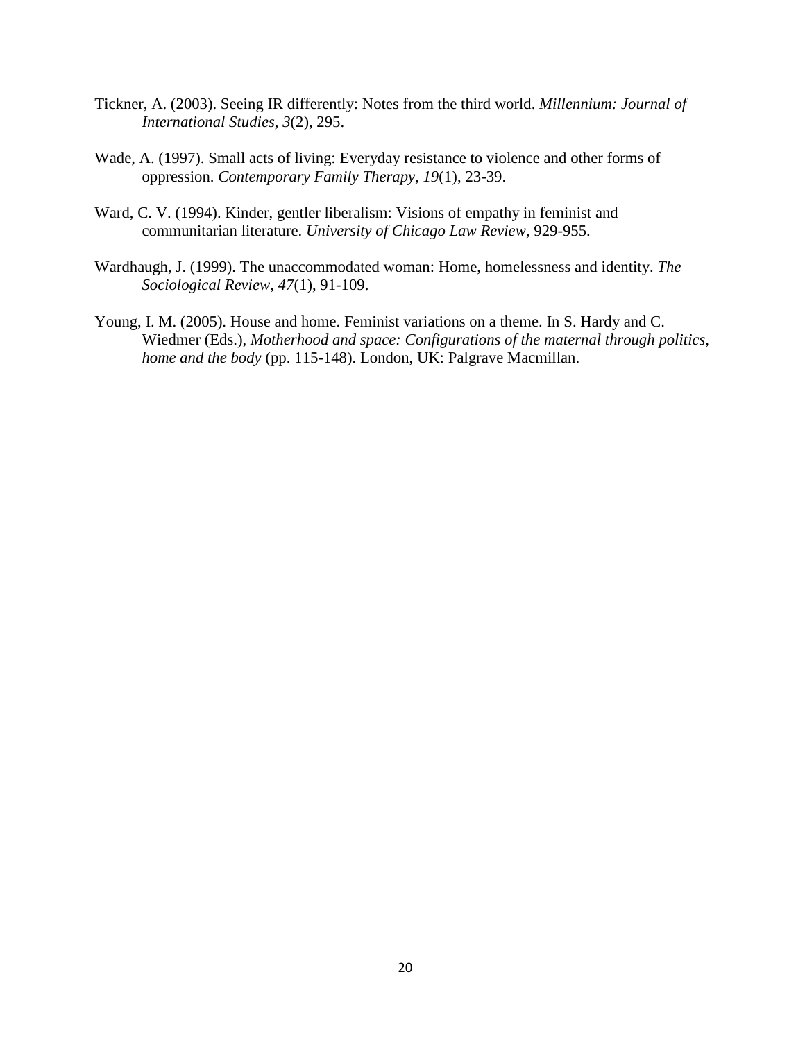Tickner, A. (2003). Seeing IR differently: Notes from the third world. *Millennium: Journal of International Studies, 3*(2), 295.

Wade, A. (1997). Small acts of living: Everyday resistance to violence and other forms of oppression. *Contemporary Family Therapy, 19*(1), 23-39.

Ward, C. V. (1994). Kinder, gentler liberalism: Visions of empathy in feminist and communitarian literature. *University of Chicago Law Review*, 929-955.

Wardhaugh, J. (1999). The unaccommodated woman: Home, homelessness and identity. *The Sociological Review, 47*(1), 91-109.

Young, I. M. (2005). House and home. Feminist variations on a theme. In S. Hardy and C. Wiedmer (Eds.), *Motherhood and space: Configurations of the maternal through politics, home and the body* (pp. 115-148). London, UK: Palgrave Macmillan.